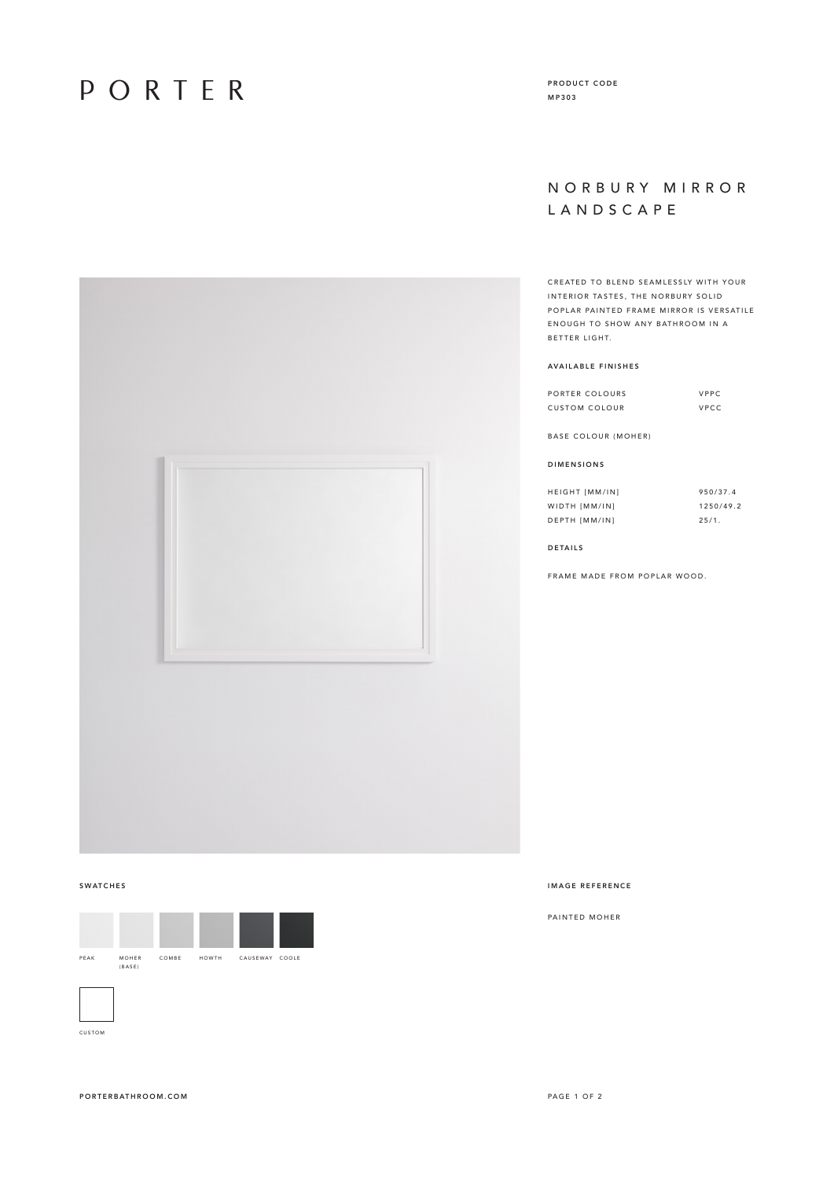# PORTER

PRODUCT CODE
MP303

## NORBURY MIRROR LANDSCAPE

CREATED TO BLEND SEAMLESSLY WITH YOUR INTERIOR TASTES, THE NORBURY SOLID POPLAR PAINTED FRAME MIRROR IS VERSATILE ENOUGH TO SHOW ANY BATHROOM IN A BETTER LIGHT.

**AVAILABLE FINISHES**

| | |
|---|---|
| PORTER COLOURS | VPPC |
| CUSTOM COLOUR | VPCC |

BASE COLOUR (MOHER)

**DIMENSIONS**

| | |
|---|---|
| HEIGHT [MM/IN] | 950/37.4 |
| WIDTH [MM/IN] | 1250/49.2 |
| DEPTH [MM/IN] | 25/1. |

**DETAILS**

FRAME MADE FROM POPLAR WOOD.

**SWATCHES**

PEAK
MOHER (BASE)
COMBE
HOWTH
CAUSEWAY
COOLE

CUSTOM

**IMAGE REFERENCE**

PAINTED MOHER

PORTERBATHROOM.COM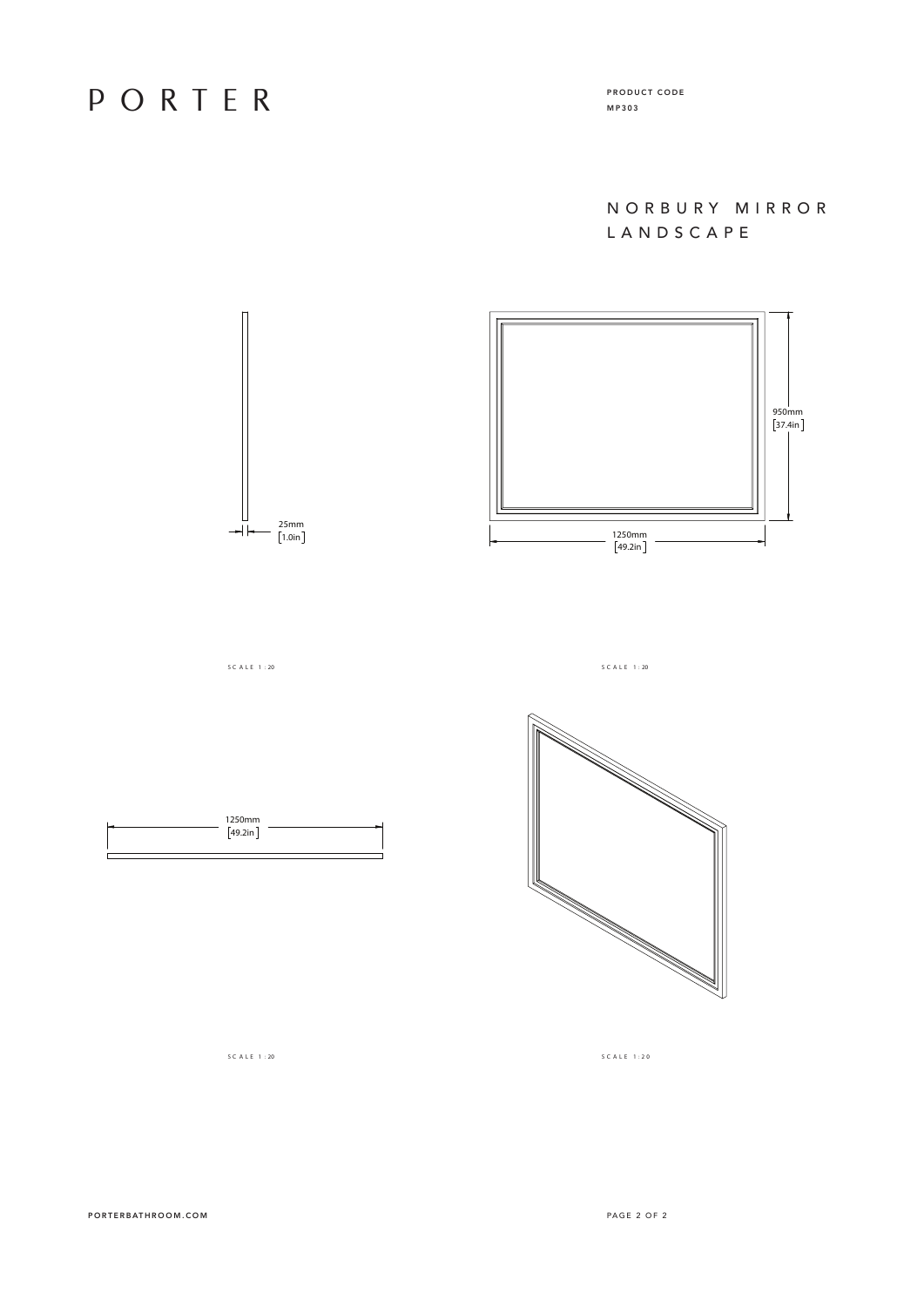# PORTER

**PRODUCT CODE**
**MP303**

## NORBURY MIRROR LANDSCAPE

25mm
[1.0in]

SCALE 1:20

950mm
[37.4in]

1250mm
[49.2in]

SCALE 1:20

1250mm
[49.2in]

SCALE 1:20

SCALE 1:20

PORTERBATHROOM.COM